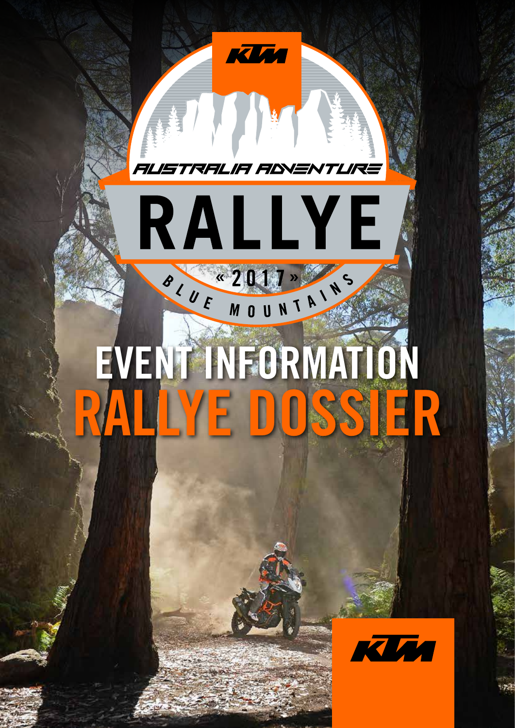KTM

AUSTRALIA ADVENTURE

# RALLYE

« 2017 »

BLUE MOUNTAINS

# EVENT INFORMATION
# RALLYE DOSSIER

KTM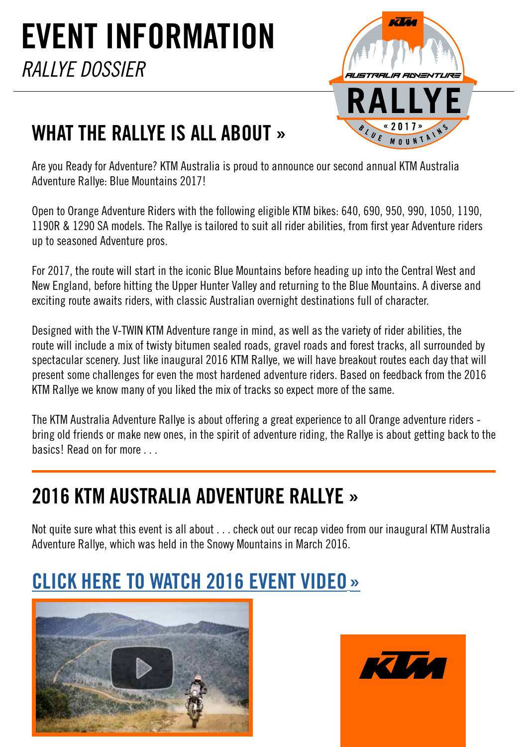# EVENT INFORMATION

*RALLYE DOSSIER*

## WHAT THE RALLYE IS ALL ABOUT »

Are you Ready for Adventure? KTM Australia is proud to announce our second annual KTM Australia Adventure Rallye: Blue Mountains 2017!

Open to Orange Adventure Riders with the following eligible KTM bikes: 640, 690, 950, 990, 1050, 1190, 1190R & 1290 SA models. The Rallye is tailored to suit all rider abilities, from first year Adventure riders up to seasoned Adventure pros.

For 2017, the route will start in the iconic Blue Mountains before heading up into the Central West and New England, before hitting the Upper Hunter Valley and returning to the Blue Mountains. A diverse and exciting route awaits riders, with classic Australian overnight destinations full of character.

Designed with the V-TWIN KTM Adventure range in mind, as well as the variety of rider abilities, the route will include a mix of twisty bitumen sealed roads, gravel roads and forest tracks, all surrounded by spectacular scenery. Just like inaugural 2016 KTM Rallye, we will have breakout routes each day that will present some challenges for even the most hardened adventure riders. Based on feedback from the 2016 KTM Rallye we know many of you liked the mix of tracks so expect more of the same.

The KTM Australia Adventure Rallye is about offering a great experience to all Orange adventure riders - bring old friends or make new ones, in the spirit of adventure riding, the Rallye is about getting back to the basics! Read on for more . . .

## 2016 KTM AUSTRALIA ADVENTURE RALLYE »

Not quite sure what this event is all about . . . check out our recap video from our inaugural KTM Australia Adventure Rallye, which was held in the Snowy Mountains in March 2016.

## CLICK HERE TO WATCH 2016 EVENT VIDEO »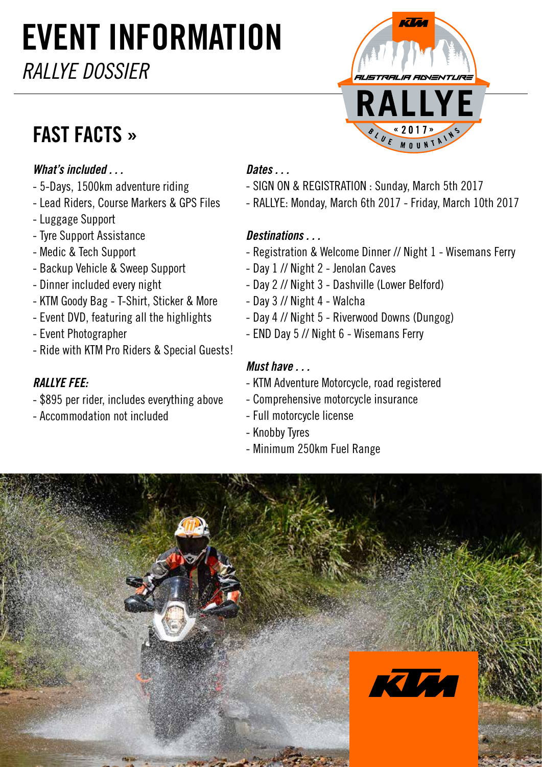# EVENT INFORMATION

*RALLYE DOSSIER*

## FAST FACTS »

***What's included . . .***

- 5-Days, 1500km adventure riding
- Lead Riders, Course Markers & GPS Files
- Luggage Support
- Tyre Support Assistance
- Medic & Tech Support
- Backup Vehicle & Sweep Support
- Dinner included every night
- KTM Goody Bag - T-Shirt, Sticker & More
- Event DVD, featuring all the highlights
- Event Photographer
- Ride with KTM Pro Riders & Special Guests!

***RALLYE FEE:***

- $895 per rider, includes everything above
- Accommodation not included

***Dates . . .***

- SIGN ON & REGISTRATION : Sunday, March 5th 2017
- RALLYE: Monday, March 6th 2017 - Friday, March 10th 2017

***Destinations . . .***

- Registration & Welcome Dinner // Night 1 - Wisemans Ferry
- Day 1 // Night 2 - Jenolan Caves
- Day 2 // Night 3 - Dashville (Lower Belford)
- Day 3 // Night 4 - Walcha
- Day 4 // Night 5 - Riverwood Downs (Dungog)
- END Day 5 // Night 6 - Wisemans Ferry

***Must have . . .***

- KTM Adventure Motorcycle, road registered
- Comprehensive motorcycle insurance
- Full motorcycle license
- Knobby Tyres
- Minimum 250km Fuel Range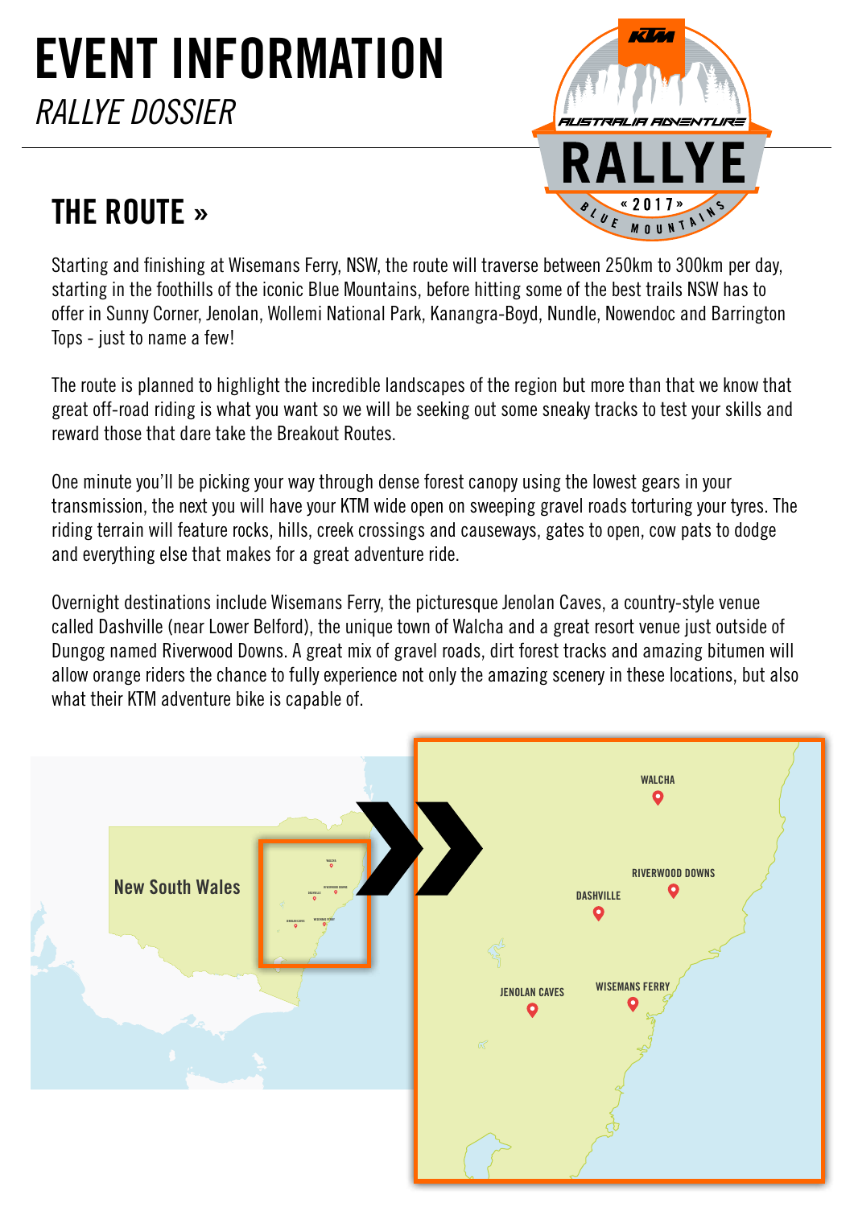# EVENT INFORMATION

*RALLYE DOSSIER*

## THE ROUTE »

Starting and finishing at Wisemans Ferry, NSW, the route will traverse between 250km to 300km per day, starting in the foothills of the iconic Blue Mountains, before hitting some of the best trails NSW has to offer in Sunny Corner, Jenolan, Wollemi National Park, Kanangra-Boyd, Nundle, Nowendoc and Barrington Tops - just to name a few!

The route is planned to highlight the incredible landscapes of the region but more than that we know that great off-road riding is what you want so we will be seeking out some sneaky tracks to test your skills and reward those that dare take the Breakout Routes.

One minute you'll be picking your way through dense forest canopy using the lowest gears in your transmission, the next you will have your KTM wide open on sweeping gravel roads torturing your tyres. The riding terrain will feature rocks, hills, creek crossings and causeways, gates to open, cow pats to dodge and everything else that makes for a great adventure ride.

Overnight destinations include Wisemans Ferry, the picturesque Jenolan Caves, a country-style venue called Dashville (near Lower Belford), the unique town of Walcha and a great resort venue just outside of Dungog named Riverwood Downs. A great mix of gravel roads, dirt forest tracks and amazing bitumen will allow orange riders the chance to fully experience not only the amazing scenery in these locations, but also what their KTM adventure bike is capable of.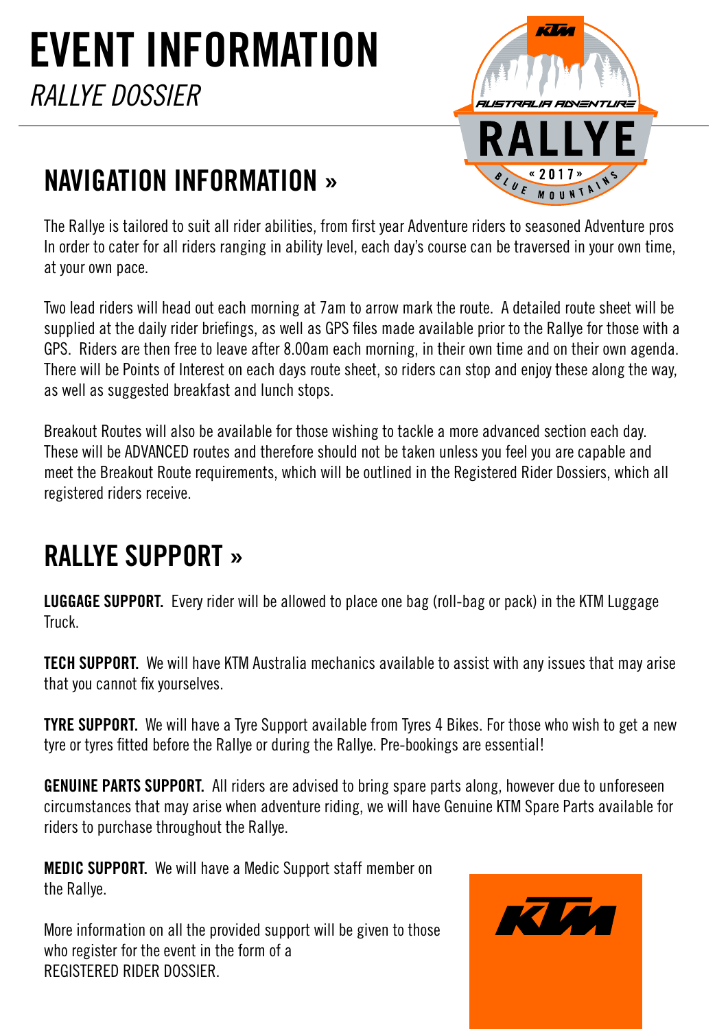# EVENT INFORMATION

*RALLYE DOSSIER*

## NAVIGATION INFORMATION »

The Rallye is tailored to suit all rider abilities, from first year Adventure riders to seasoned Adventure pros In order to cater for all riders ranging in ability level, each day's course can be traversed in your own time, at your own pace.

Two lead riders will head out each morning at 7am to arrow mark the route. A detailed route sheet will be supplied at the daily rider briefings, as well as GPS files made available prior to the Rallye for those with a GPS. Riders are then free to leave after 8.00am each morning, in their own time and on their own agenda. There will be Points of Interest on each days route sheet, so riders can stop and enjoy these along the way, as well as suggested breakfast and lunch stops.

Breakout Routes will also be available for those wishing to tackle a more advanced section each day. These will be ADVANCED routes and therefore should not be taken unless you feel you are capable and meet the Breakout Route requirements, which will be outlined in the Registered Rider Dossiers, which all registered riders receive.

## RALLYE SUPPORT »

**LUGGAGE SUPPORT.** Every rider will be allowed to place one bag (roll-bag or pack) in the KTM Luggage Truck.

**TECH SUPPORT.** We will have KTM Australia mechanics available to assist with any issues that may arise that you cannot fix yourselves.

**TYRE SUPPORT.** We will have a Tyre Support available from Tyres 4 Bikes. For those who wish to get a new tyre or tyres fitted before the Rallye or during the Rallye. Pre-bookings are essential!

**GENUINE PARTS SUPPORT.** All riders are advised to bring spare parts along, however due to unforeseen circumstances that may arise when adventure riding, we will have Genuine KTM Spare Parts available for riders to purchase throughout the Rallye.

**MEDIC SUPPORT.** We will have a Medic Support staff member on the Rallye.

More information on all the provided support will be given to those who register for the event in the form of a REGISTERED RIDER DOSSIER.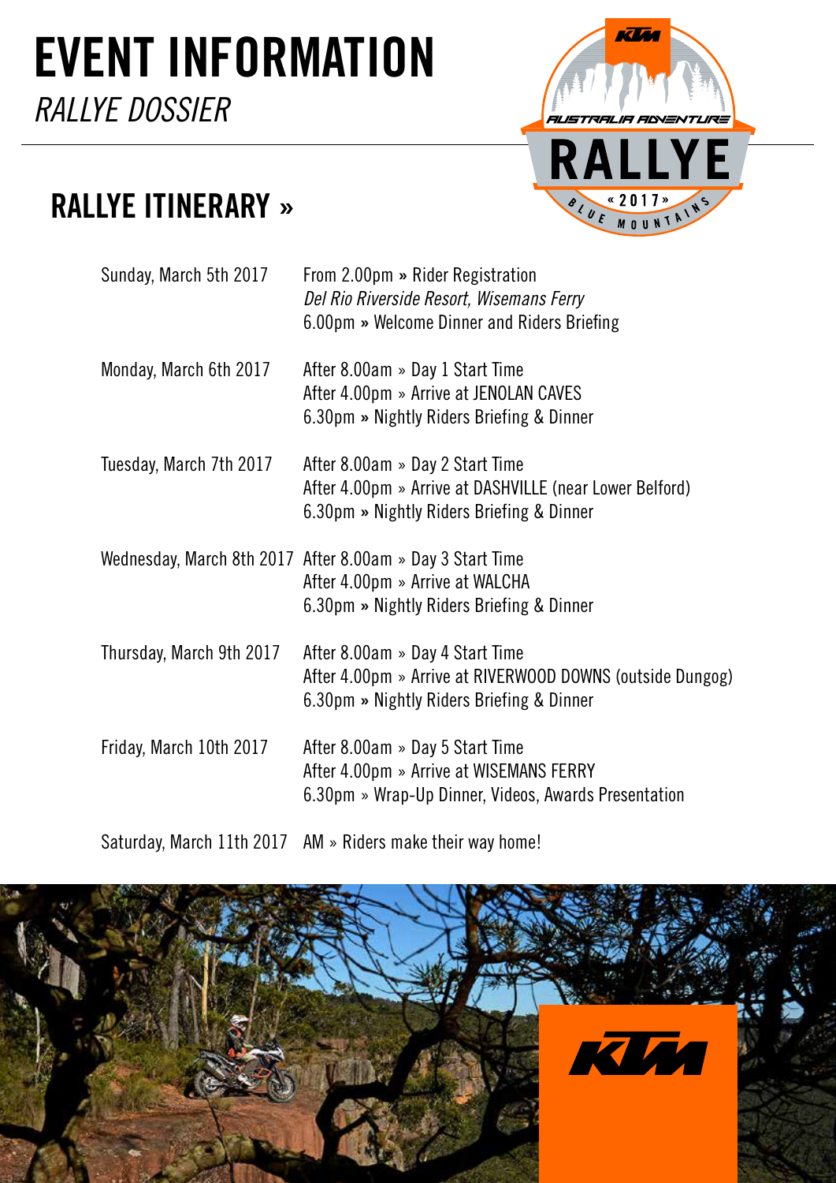# EVENT INFORMATION

*RALLYE DOSSIER*

## RALLYE ITINERARY »

| | |
|---|---|
| Sunday, March 5th 2017 | From 2.00pm » Rider Registration<br>*Del Rio Riverside Resort, Wisemans Ferry*<br>6.00pm » Welcome Dinner and Riders Briefing |
| Monday, March 6th 2017 | After 8.00am » Day 1 Start Time<br>After 4.00pm » Arrive at JENOLAN CAVES<br>6.30pm » Nightly Riders Briefing & Dinner |
| Tuesday, March 7th 2017 | After 8.00am » Day 2 Start Time<br>After 4.00pm » Arrive at DASHVILLE (near Lower Belford)<br>6.30pm » Nightly Riders Briefing & Dinner |
| Wednesday, March 8th 2017 | After 8.00am » Day 3 Start Time<br>After 4.00pm » Arrive at WALCHA<br>6.30pm » Nightly Riders Briefing & Dinner |
| Thursday, March 9th 2017 | After 8.00am » Day 4 Start Time<br>After 4.00pm » Arrive at RIVERWOOD DOWNS (outside Dungog)<br>6.30pm » Nightly Riders Briefing & Dinner |
| Friday, March 10th 2017 | After 8.00am » Day 5 Start Time<br>After 4.00pm » Arrive at WISEMANS FERRY<br>6.30pm » Wrap-Up Dinner, Videos, Awards Presentation |
| Saturday, March 11th 2017 | AM » Riders make their way home! |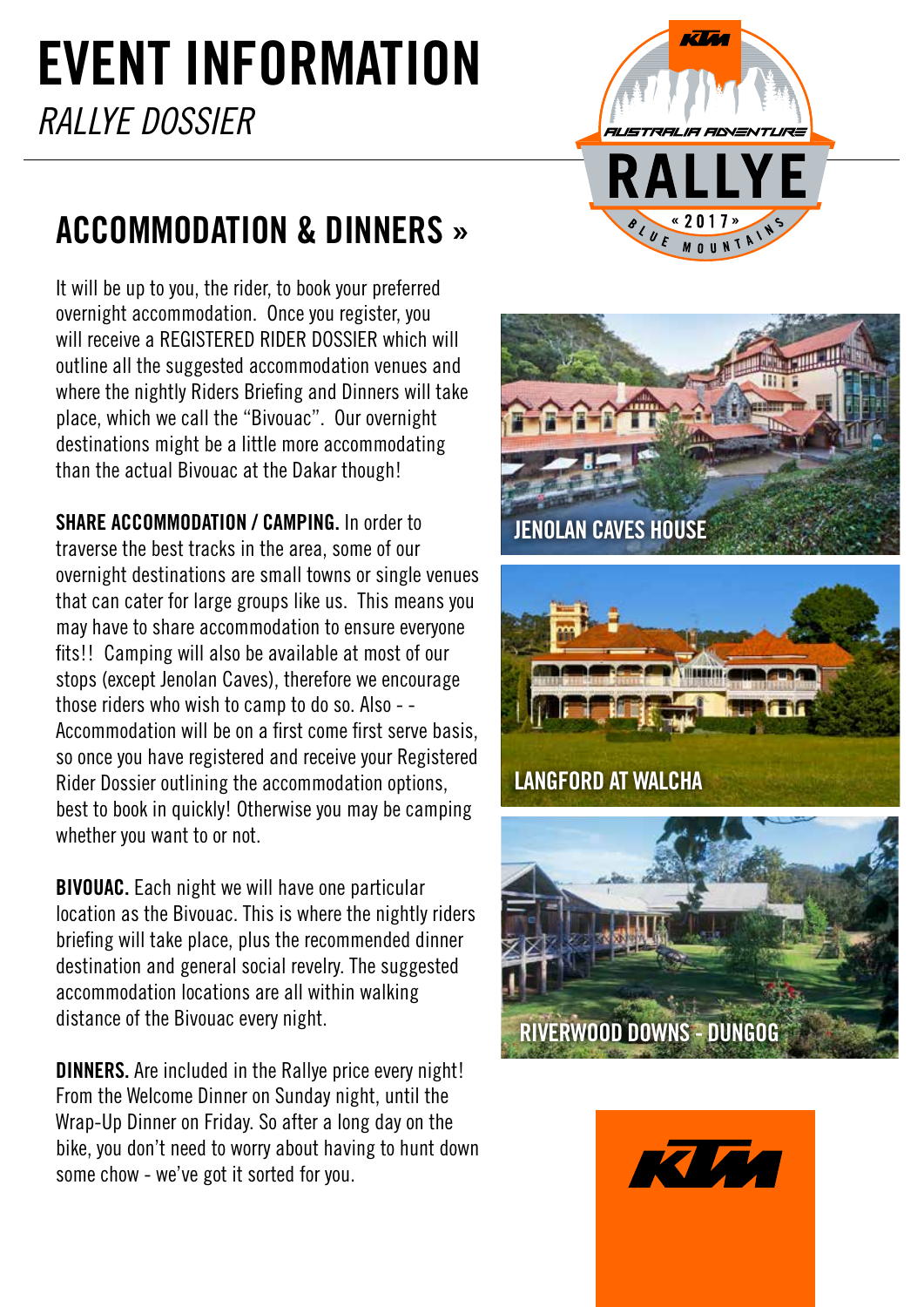# EVENT INFORMATION

*RALLYE DOSSIER*

## ACCOMMODATION & DINNERS »

It will be up to you, the rider, to book your preferred overnight accommodation. Once you register, you will receive a REGISTERED RIDER DOSSIER which will outline all the suggested accommodation venues and where the nightly Riders Briefing and Dinners will take place, which we call the "Bivouac". Our overnight destinations might be a little more accommodating than the actual Bivouac at the Dakar though!

**SHARE ACCOMMODATION / CAMPING.** In order to traverse the best tracks in the area, some of our overnight destinations are small towns or single venues that can cater for large groups like us. This means you may have to share accommodation to ensure everyone fits!! Camping will also be available at most of our stops (except Jenolan Caves), therefore we encourage those riders who wish to camp to do so. Also - - Accommodation will be on a first come first serve basis, so once you have registered and receive your Registered Rider Dossier outlining the accommodation options, best to book in quickly! Otherwise you may be camping whether you want to or not.

**BIVOUAC.** Each night we will have one particular location as the Bivouac. This is where the nightly riders briefing will take place, plus the recommended dinner destination and general social revelry. The suggested accommodation locations are all within walking distance of the Bivouac every night.

**DINNERS.** Are included in the Rallye price every night! From the Welcome Dinner on Sunday night, until the Wrap-Up Dinner on Friday. So after a long day on the bike, you don't need to worry about having to hunt down some chow - we've got it sorted for you.

JENOLAN CAVES HOUSE

LANGFORD AT WALCHA

RIVERWOOD DOWNS - DUNGOG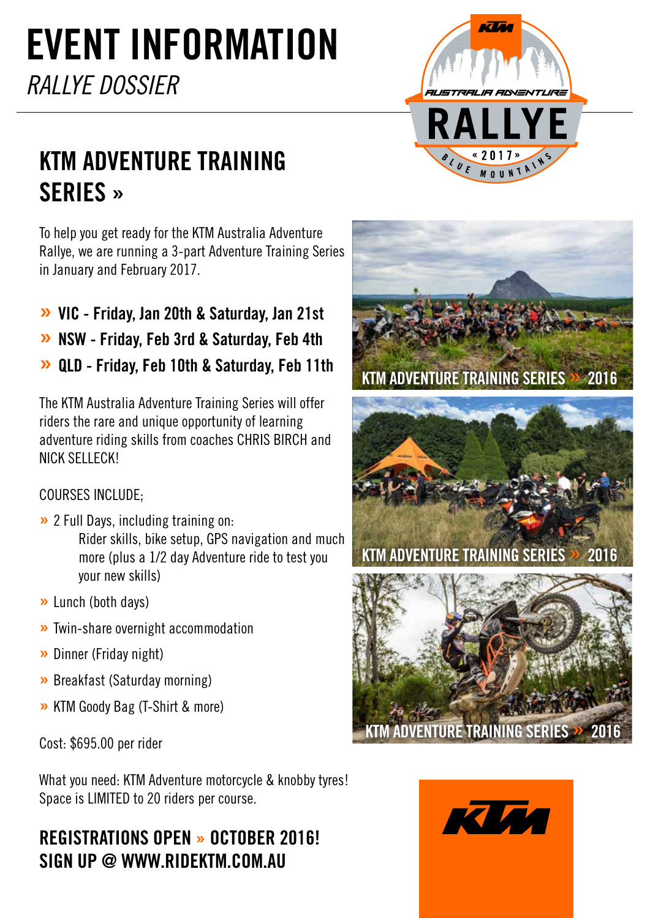# EVENT INFORMATION

*RALLYE DOSSIER*

## KTM ADVENTURE TRAINING SERIES »

To help you get ready for the KTM Australia Adventure Rallye, we are running a 3-part Adventure Training Series in January and February 2017.

- **VIC - Friday, Jan 20th & Saturday, Jan 21st**
- **NSW - Friday, Feb 3rd & Saturday, Feb 4th**
- **QLD - Friday, Feb 10th & Saturday, Feb 11th**

The KTM Australia Adventure Training Series will offer riders the rare and unique opportunity of learning adventure riding skills from coaches CHRIS BIRCH and NICK SELLECK!

COURSES INCLUDE;

- 2 Full Days, including training on:
  Rider skills, bike setup, GPS navigation and much more (plus a 1/2 day Adventure ride to test you your new skills)
- Lunch (both days)
- Twin-share overnight accommodation
- Dinner (Friday night)
- Breakfast (Saturday morning)
- KTM Goody Bag (T-Shirt & more)

Cost: $695.00 per rider

What you need: KTM Adventure motorcycle & knobby tyres!
Space is LIMITED to 20 riders per course.

**REGISTRATIONS OPEN » OCTOBER 2016!**
**SIGN UP @ WWW.RIDEKTM.COM.AU**

KTM ADVENTURE TRAINING SERIES » 2016

KTM ADVENTURE TRAINING SERIES » 2016

KTM ADVENTURE TRAINING SERIES » 2016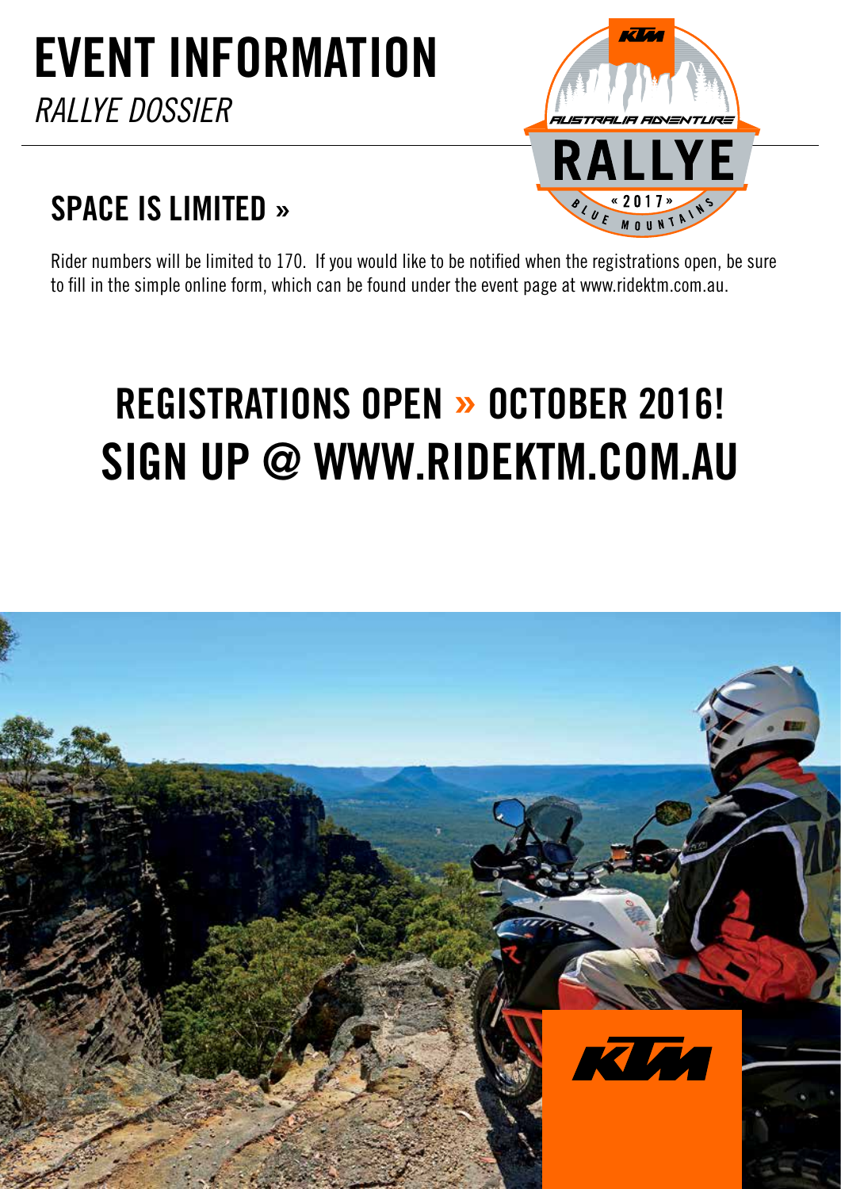# EVENT INFORMATION

*RALLYE DOSSIER*

## SPACE IS LIMITED »

Rider numbers will be limited to 170. If you would like to be notified when the registrations open, be sure to fill in the simple online form, which can be found under the event page at www.ridektm.com.au.

# REGISTRATIONS OPEN » OCTOBER 2016!
# SIGN UP @ WWW.RIDEKTM.COM.AU